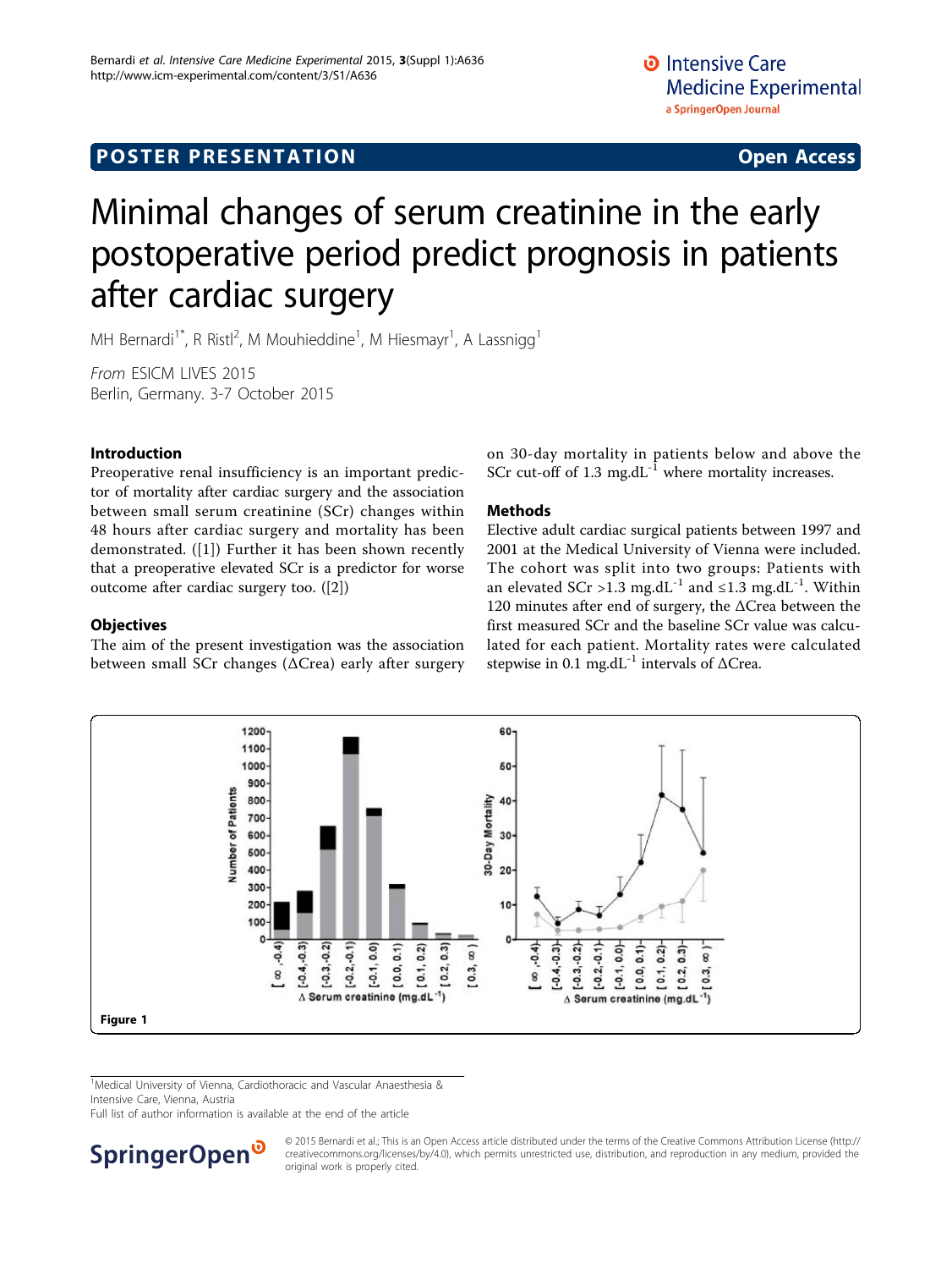POSTER PRESENTATION Open Access

# Minimal changes of serum creatinine in the early postoperative period predict prognosis in patients after cardiac surgery

MH Bernardi[1*], R Ristl[2], M Mouhieddine[1], M Hiesmayr[1], A Lassnigg[1]

*From* ESICM LIVES 2015
Berlin, Germany. 3-7 October 2015

## Introduction

Preoperative renal insufficiency is an important predictor of mortality after cardiac surgery and the association between small serum creatinine (SCr) changes within 48 hours after cardiac surgery and mortality has been demonstrated. ([1]) Further it has been shown recently that a preoperative elevated SCr is a predictor for worse outcome after cardiac surgery too. ([2])

## Objectives

The aim of the present investigation was the association between small SCr changes (ΔCrea) early after surgery on 30-day mortality in patients below and above the SCr cut-off of 1.3 mg.dL$^{-1}$ where mortality increases.

## Methods

Elective adult cardiac surgical patients between 1997 and 2001 at the Medical University of Vienna were included. The cohort was split into two groups: Patients with an elevated SCr >1.3 mg.dL$^{-1}$ and ≤1.3 mg.dL$^{-1}$. Within 120 minutes after end of surgery, the ΔCrea between the first measured SCr and the baseline SCr value was calculated for each patient. Mortality rates were calculated stepwise in 0.1 mg.dL$^{-1}$ intervals of ΔCrea.

**Figure 1**

[1]Medical University of Vienna, Cardiothoracic and Vascular Anaesthesia & Intensive Care, Vienna, Austria
Full list of author information is available at the end of the article

© 2015 Bernardi et al.; This is an Open Access article distributed under the terms of the Creative Commons Attribution License (http://creativecommons.org/licenses/by/4.0), which permits unrestricted use, distribution, and reproduction in any medium, provided the original work is properly cited.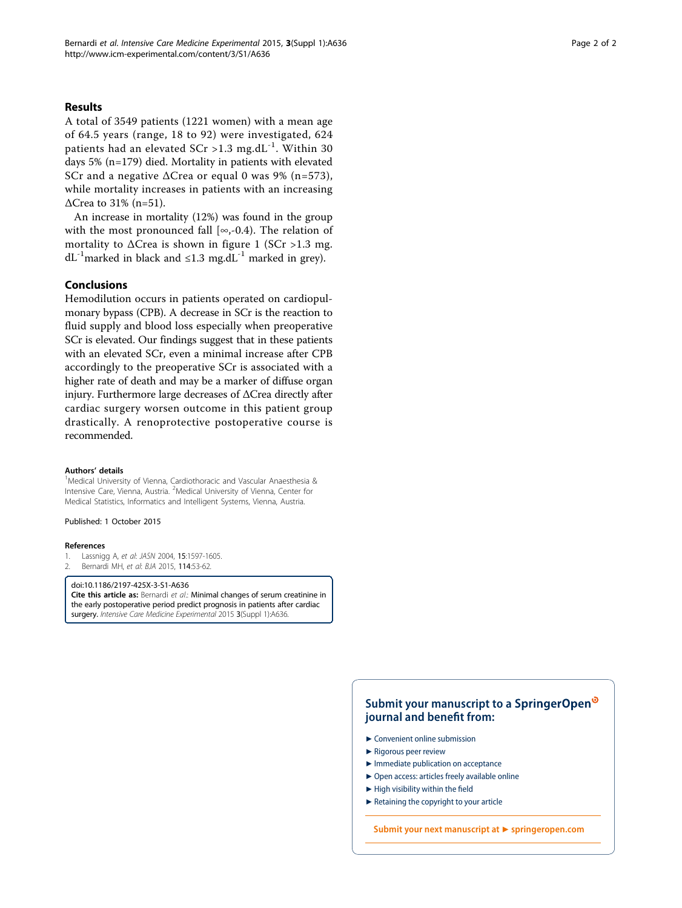## Results

A total of 3549 patients (1221 women) with a mean age of 64.5 years (range, 18 to 92) were investigated, 624 patients had an elevated SCr >1.3 $mg.dL^{-1}$. Within 30 days 5% (n=179) died. Mortality in patients with elevated SCr and a negative ΔCrea or equal 0 was 9% (n=573), while mortality increases in patients with an increasing ΔCrea to 31% (n=51).

An increase in mortality (12%) was found in the group with the most pronounced fall [∞,-0.4). The relation of mortality to ΔCrea is shown in figure 1 (SCr >1.3 mg. $dL^{-1}$marked in black and ≤1.3 $mg.dL^{-1}$ marked in grey).

## Conclusions

Hemodilution occurs in patients operated on cardiopulmonary bypass (CPB). A decrease in SCr is the reaction to fluid supply and blood loss especially when preoperative SCr is elevated. Our findings suggest that in these patients with an elevated SCr, even a minimal increase after CPB accordingly to the preoperative SCr is associated with a higher rate of death and may be a marker of diffuse organ injury. Furthermore large decreases of ΔCrea directly after cardiac surgery worsen outcome in this patient group drastically. A renoprotective postoperative course is recommended.

#### Authors' details

[1]Medical University of Vienna, Cardiothoracic and Vascular Anaesthesia & Intensive Care, Vienna, Austria. [2]Medical University of Vienna, Center for Medical Statistics, Informatics and Intelligent Systems, Vienna, Austria.

Published: 1 October 2015

#### References

1. Lassnigg A, *et al*: *JASN* 2004, **15**:1597-1605.
2. Bernardi MH, *et al*: *BJA* 2015, **114**:53-62.

doi:10.1186/2197-425X-3-S1-A636

**Cite this article as:** Bernardi *et al.*: Minimal changes of serum creatinine in the early postoperative period predict prognosis in patients after cardiac surgery. *Intensive Care Medicine Experimental* 2015 **3**(Suppl 1):A636.

**Submit your manuscript to a SpringerOpen journal and benefit from:**

- ► Convenient online submission
- ► Rigorous peer review
- ► Immediate publication on acceptance
- ► Open access: articles freely available online
- ► High visibility within the field
- ► Retaining the copyright to your article

**Submit your next manuscript at ► springeropen.com**